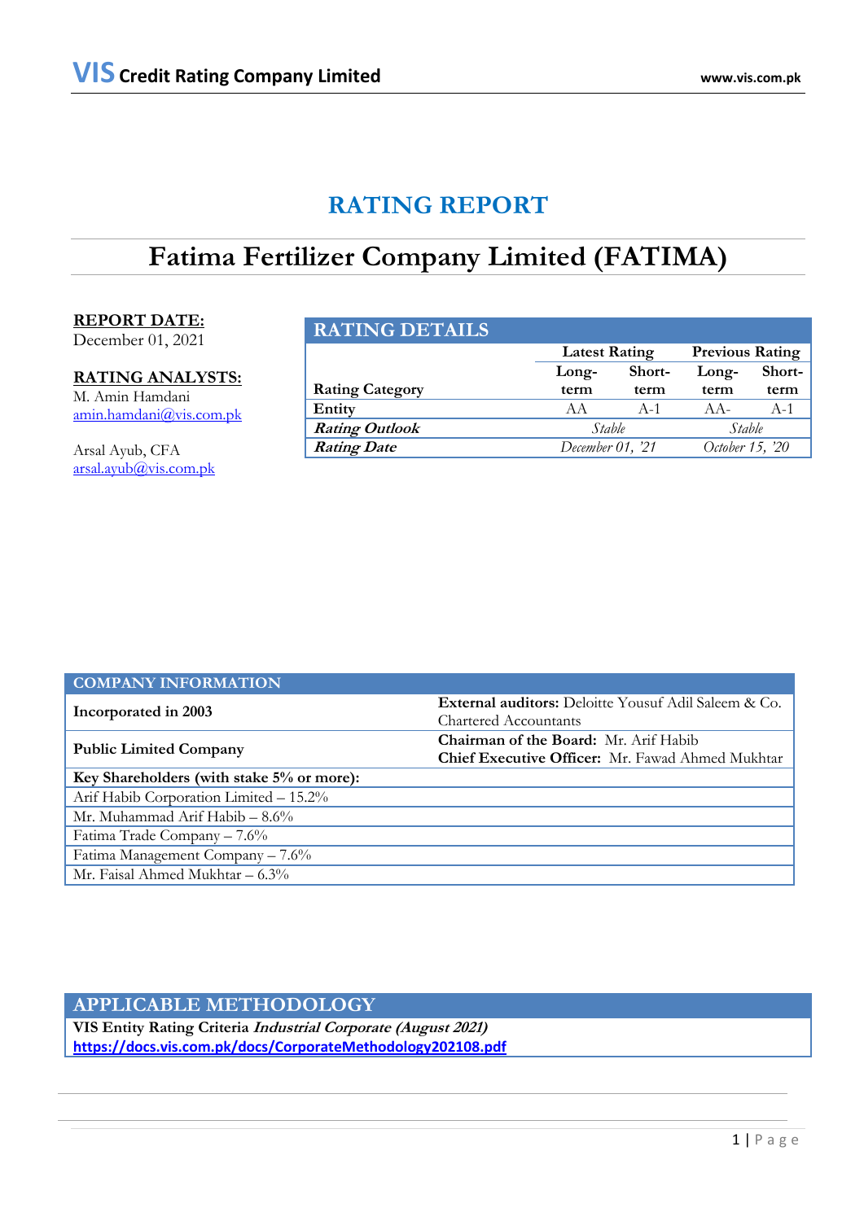# RATING REPORT

# Fatima Fertilizer Company Limited (FATIMA)

**REPORT DATE:**
December 01, 2021

**RATING ANALYSTS:**
M. Amin Hamdani
amin.hamdani@vis.com.pk

Arsal Ayub, CFA
arsal.ayub@vis.com.pk

| RATING DETAILS | | | | |
|---|---|---|---|---|
| | Latest Rating | | Previous Rating | |
| **Rating Category** | **Long-term** | **Short-term** | **Long-term** | **Short-term** |
| **Entity** | AA | A-1 | AA- | A-1 |
| ***Rating Outlook*** | *Stable* | | *Stable* | |
| ***Rating Date*** | *December 01, '21* | | *October 15, '20* | |

| COMPANY INFORMATION | |
|---|---|
| **Incorporated in 2003** | **External auditors:** Deloitte Yousuf Adil Saleem & Co. Chartered Accountants |
| **Public Limited Company** | **Chairman of the Board:** Mr. Arif Habib<br>**Chief Executive Officer:** Mr. Fawad Ahmed Mukhtar |
| **Key Shareholders (with stake 5% or more):** | |
| Arif Habib Corporation Limited – 15.2% | |
| Mr. Muhammad Arif Habib – 8.6% | |
| Fatima Trade Company – 7.6% | |
| Fatima Management Company – 7.6% | |
| Mr. Faisal Ahmed Mukhtar – 6.3% | |

## APPLICABLE METHODOLOGY

**VIS Entity Rating Criteria *Industrial Corporate (August 2021)***
**https://docs.vis.com.pk/docs/CorporateMethodology202108.pdf**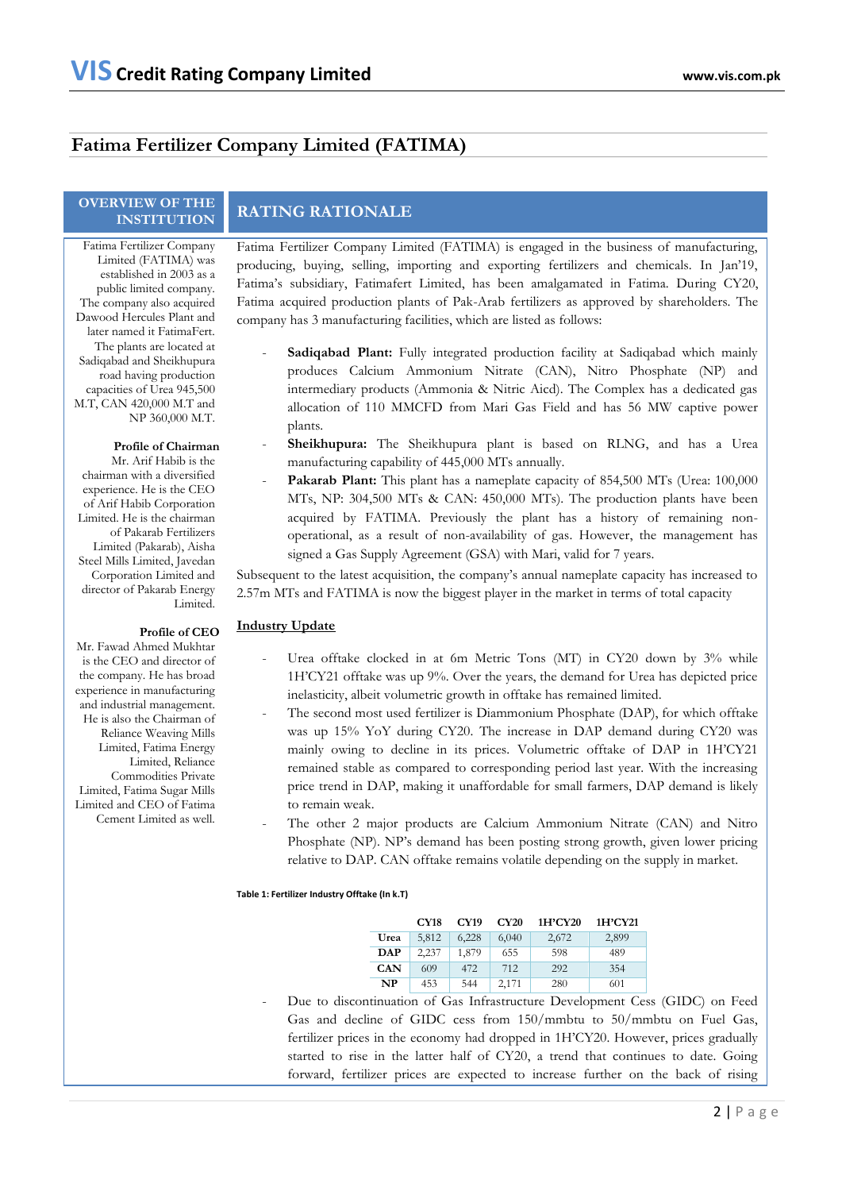# Fatima Fertilizer Company Limited (FATIMA)

## OVERVIEW OF THE INSTITUTION

Fatima Fertilizer Company Limited (FATIMA) was established in 2003 as a public limited company. The company also acquired Dawood Hercules Plant and later named it FatimaFert. The plants are located at Sadiqabad and Sheikhupura road having production capacities of Urea 945,500 M.T, CAN 420,000 M.T and NP 360,000 M.T.

**Profile of Chairman**

Mr. Arif Habib is the chairman with a diversified experience. He is the CEO of Arif Habib Corporation Limited. He is the chairman of Pakarab Fertilizers Limited (Pakarab), Aisha Steel Mills Limited, Javedan Corporation Limited and director of Pakarab Energy Limited.

**Profile of CEO**

Mr. Fawad Ahmed Mukhtar is the CEO and director of the company. He has broad experience in manufacturing and industrial management. He is also the Chairman of Reliance Weaving Mills Limited, Fatima Energy Limited, Reliance Commodities Private Limited, Fatima Sugar Mills Limited and CEO of Fatima Cement Limited as well.

## RATING RATIONALE

Fatima Fertilizer Company Limited (FATIMA) is engaged in the business of manufacturing, producing, buying, selling, importing and exporting fertilizers and chemicals. In Jan'19, Fatima's subsidiary, Fatimafert Limited, has been amalgamated in Fatima. During CY20, Fatima acquired production plants of Pak-Arab fertilizers as approved by shareholders. The company has 3 manufacturing facilities, which are listed as follows:

- **Sadiqabad Plant:** Fully integrated production facility at Sadiqabad which mainly produces Calcium Ammonium Nitrate (CAN), Nitro Phosphate (NP) and intermediary products (Ammonia & Nitric Aicd). The Complex has a dedicated gas allocation of 110 MMCFD from Mari Gas Field and has 56 MW captive power plants.
- **Sheikhupura:** The Sheikhupura plant is based on RLNG, and has a Urea manufacturing capability of 445,000 MTs annually.
- **Pakarab Plant:** This plant has a nameplate capacity of 854,500 MTs (Urea: 100,000 MTs, NP: 304,500 MTs & CAN: 450,000 MTs). The production plants have been acquired by FATIMA. Previously the plant has a history of remaining non-operational, as a result of non-availability of gas. However, the management has signed a Gas Supply Agreement (GSA) with Mari, valid for 7 years.

Subsequent to the latest acquisition, the company's annual nameplate capacity has increased to 2.57m MTs and FATIMA is now the biggest player in the market in terms of total capacity

### Industry Update

- Urea offtake clocked in at 6m Metric Tons (MT) in CY20 down by 3% while 1H'CY21 offtake was up 9%. Over the years, the demand for Urea has depicted price inelasticity, albeit volumetric growth in offtake has remained limited.
- The second most used fertilizer is Diammonium Phosphate (DAP), for which offtake was up 15% YoY during CY20. The increase in DAP demand during CY20 was mainly owing to decline in its prices. Volumetric offtake of DAP in 1H'CY21 remained stable as compared to corresponding period last year. With the increasing price trend in DAP, making it unaffordable for small farmers, DAP demand is likely to remain weak.
- The other 2 major products are Calcium Ammonium Nitrate (CAN) and Nitro Phosphate (NP). NP's demand has been posting strong growth, given lower pricing relative to DAP. CAN offtake remains volatile depending on the supply in market.

**Table 1: Fertilizer Industry Offtake (In k.T)**

| | CY18 | CY19 | CY20 | 1H'CY20 | 1H'CY21 |
|---|---|---|---|---|---|
| **Urea** | 5,812 | 6,228 | 6,040 | 2,672 | 2,899 |
| **DAP** | 2,237 | 1,879 | 655 | 598 | 489 |
| **CAN** | 609 | 472 | 712 | 292 | 354 |
| **NP** | 453 | 544 | 2,171 | 280 | 601 |

- Due to discontinuation of Gas Infrastructure Development Cess (GIDC) on Feed Gas and decline of GIDC cess from 150/mmbtu to 50/mmbtu on Fuel Gas, fertilizer prices in the economy had dropped in 1H'CY20. However, prices gradually started to rise in the latter half of CY20, a trend that continues to date. Going forward, fertilizer prices are expected to increase further on the back of rising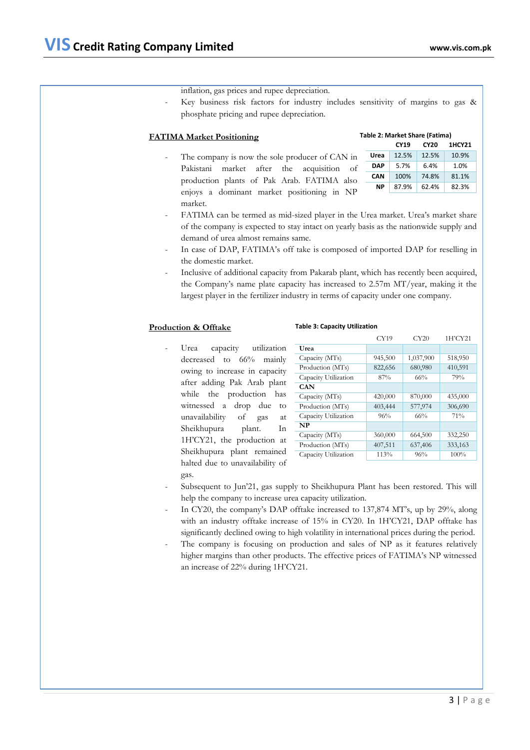- inflation, gas prices and rupee depreciation.
- Key business risk factors for industry includes sensitivity of margins to gas & phosphate pricing and rupee depreciation.

**FATIMA Market Positioning**

**Table 2: Market Share (Fatima)**

| | CY19 | CY20 | 1HCY21 |
|---|---|---|---|
| **Urea** | 12.5% | 12.5% | 10.9% |
| **DAP** | 5.7% | 6.4% | 1.0% |
| **CAN** | 100% | 74.8% | 81.1% |
| **NP** | 87.9% | 62.4% | 82.3% |

- The company is now the sole producer of CAN in Pakistani market after the acquisition of production plants of Pak Arab. FATIMA also enjoys a dominant market positioning in NP market.
- FATIMA can be termed as mid-sized player in the Urea market. Urea's market share of the company is expected to stay intact on yearly basis as the nationwide supply and demand of urea almost remains same.
- In case of DAP, FATIMA's off take is composed of imported DAP for reselling in the domestic market.
- Inclusive of additional capacity from Pakarab plant, which has recently been acquired, the Company's name plate capacity has increased to 2.57m MT/year, making it the largest player in the fertilizer industry in terms of capacity under one company.

**Production & Offtake**

**Table 3: Capacity Utilization**

| | CY19 | CY20 | 1H'CY21 |
|---|---|---|---|
| **Urea** | | | |
| Capacity (MTs) | 945,500 | 1,037,900 | 518,950 |
| Production (MTs) | 822,656 | 680,980 | 410,591 |
| Capacity Utilization | 87% | 66% | 79% |
| **CAN** | | | |
| Capacity (MTs) | 420,000 | 870,000 | 435,000 |
| Production (MTs) | 403,444 | 577,974 | 306,690 |
| Capacity Utilization | 96% | 66% | 71% |
| **NP** | | | |
| Capacity (MTs) | 360,000 | 664,500 | 332,250 |
| Production (MTs) | 407,511 | 637,406 | 333,163 |
| Capacity Utilization | 113% | 96% | 100% |

- Urea capacity utilization decreased to 66% mainly owing to increase in capacity after adding Pak Arab plant while the production has witnessed a drop due to unavailability of gas at Sheikhupura plant. In 1H'CY21, the production at Sheikhupura plant remained halted due to unavailability of gas.
- Subsequent to Jun'21, gas supply to Sheikhupura Plant has been restored. This will help the company to increase urea capacity utilization.
- In CY20, the company's DAP offtake increased to 137,874 MT's, up by 29%, along with an industry offtake increase of 15% in CY20. In 1H'CY21, DAP offtake has significantly declined owing to high volatility in international prices during the period.
- The company is focusing on production and sales of NP as it features relatively higher margins than other products. The effective prices of FATIMA's NP witnessed an increase of 22% during 1H'CY21.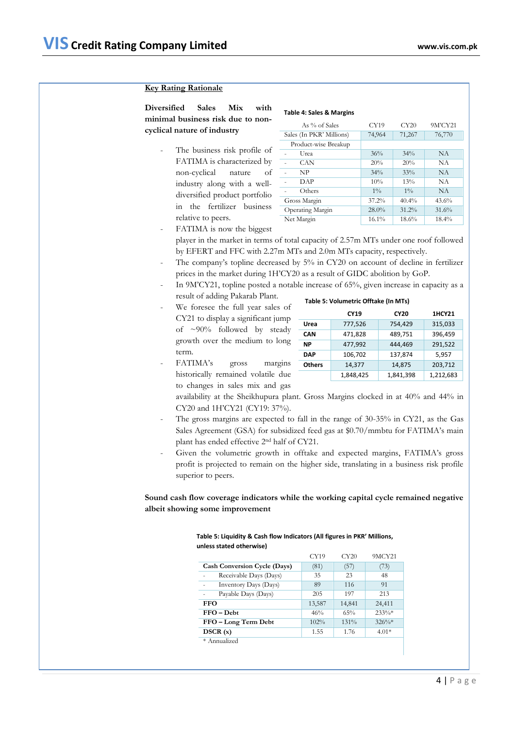## Key Rating Rationale

**Diversified Sales Mix with minimal business risk due to non-cyclical nature of industry**

**Table 4: Sales & Margins**

| As % of Sales | CY19 | CY20 | 9M'CY21 |
|---|---|---|---|
| Sales (In PKR' Millions) | 74,964 | 71,267 | 76,770 |
| Product-wise Breakup | | | |
| - Urea | 36% | 34% | NA |
| - CAN | 20% | 20% | NA |
| - NP | 34% | 33% | NA |
| - DAP | 10% | 13% | NA |
| - Others | 1% | 1% | NA |
| Gross Margin | 37.2% | 40.4% | 43.6% |
| Operating Margin | 28.0% | 31.2% | 31.6% |
| Net Margin | 16.1% | 18.6% | 18.4% |

- The business risk profile of FATIMA is characterized by non-cyclical nature of industry along with a well-diversified product portfolio in the fertilizer business relative to peers.
- FATIMA is now the biggest player in the market in terms of total capacity of 2.57m MTs under one roof followed by EFERT and FFC with 2.27m MTs and 2.0m MTs capacity, respectively.
- The company's topline decreased by 5% in CY20 on account of decline in fertilizer prices in the market during 1H'CY20 as a result of GIDC abolition by GoP.
- In 9M'CY21, topline posted a notable increase of 65%, given increase in capacity as a result of adding Pakarab Plant.
- We foresee the full year sales of CY21 to display a significant jump of ~90% followed by steady growth over the medium to long term.
- FATIMA's gross margins historically remained volatile due to changes in sales mix and gas availability at the Sheikhupura plant. Gross Margins clocked in at 40% and 44% in CY20 and 1H'CY21 (CY19: 37%).
- The gross margins are expected to fall in the range of 30-35% in CY21, as the Gas Sales Agreement (GSA) for subsidized feed gas at $0.70/mmbtu for FATIMA's main plant has ended effective 2nd half of CY21.
- Given the volumetric growth in offtake and expected margins, FATIMA's gross profit is projected to remain on the higher side, translating in a business risk profile superior to peers.

**Table 5: Volumetric Offtake (In MTs)**

| | CY19 | CY20 | 1HCY21 |
|---|---|---|---|
| **Urea** | 777,526 | 754,429 | 315,033 |
| **CAN** | 471,828 | 489,751 | 396,459 |
| **NP** | 477,992 | 444,469 | 291,522 |
| **DAP** | 106,702 | 137,874 | 5,957 |
| **Others** | 14,377 | 14,875 | 203,712 |
| | 1,848,425 | 1,841,398 | 1,212,683 |

**Sound cash flow coverage indicators while the working capital cycle remained negative albeit showing some improvement**

**Table 5: Liquidity & Cash flow Indicators (All figures in PKR' Millions, unless stated otherwise)**

| | CY19 | CY20 | 9MCY21 |
|---|---|---|---|
| **Cash Conversion Cycle (Days)** | (81) | (57) | (73) |
| - Receivable Days (Days) | 35 | 23 | 48 |
| - Inventory Days (Days) | 89 | 116 | 91 |
| - Payable Days (Days) | 205 | 197 | 213 |
| **FFO** | 13,587 | 14,841 | 24,411 |
| **FFO – Debt** | 46% | 65% | 233%* |
| **FFO – Long Term Debt** | 102% | 131% | 326%* |
| **DSCR (x)** | 1.55 | 1.76 | 4.01* |

\* Annualized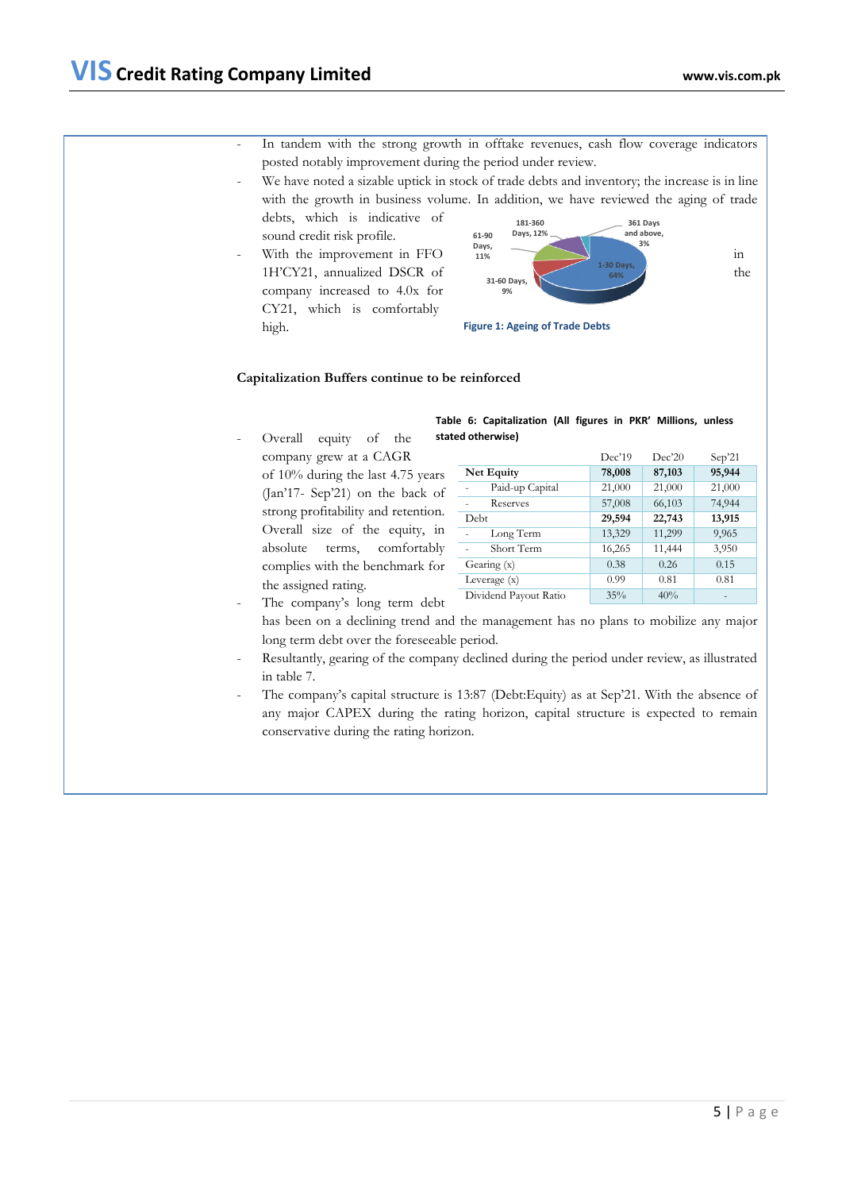- In tandem with the strong growth in offtake revenues, cash flow coverage indicators posted notably improvement during the period under review.
- We have noted a sizable uptick in stock of trade debts and inventory; the increase is in line with the growth in business volume. In addition, we have reviewed the aging of trade debts, which is indicative of sound credit risk profile.
- With the improvement in FFO in 1H'CY21, annualized DSCR of the company increased to 4.0x for CY21, which is comfortably high.

Figure 1: Ageing of Trade Debts

### Capitalization Buffers continue to be reinforced

- Overall equity of the company grew at a CAGR of 10% during the last 4.75 years (Jan'17- Sep'21) on the back of strong profitability and retention. Overall size of the equity, in absolute terms, comfortably complies with the benchmark for the assigned rating.
- The company's long term debt has been on a declining trend and the management has no plans to mobilize any major long term debt over the foreseeable period.
- Resultantly, gearing of the company declined during the period under review, as illustrated in table 7.
- The company's capital structure is 13:87 (Debt:Equity) as at Sep'21. With the absence of any major CAPEX during the rating horizon, capital structure is expected to remain conservative during the rating horizon.

**Table 6: Capitalization (All figures in PKR' Millions, unless stated otherwise)**

| | Dec'19 | Dec'20 | Sep'21 |
|---|---|---|---|
| **Net Equity** | **78,008** | **87,103** | **95,944** |
| - Paid-up Capital | 21,000 | 21,000 | 21,000 |
| - Reserves | 57,008 | 66,103 | 74,944 |
| Debt | **29,594** | **22,743** | **13,915** |
| - Long Term | 13,329 | 11,299 | 9,965 |
| - Short Term | 16,265 | 11,444 | 3,950 |
| Gearing (x) | 0.38 | 0.26 | 0.15 |
| Leverage (x) | 0.99 | 0.81 | 0.81 |
| Dividend Payout Ratio | 35% | 40% | - |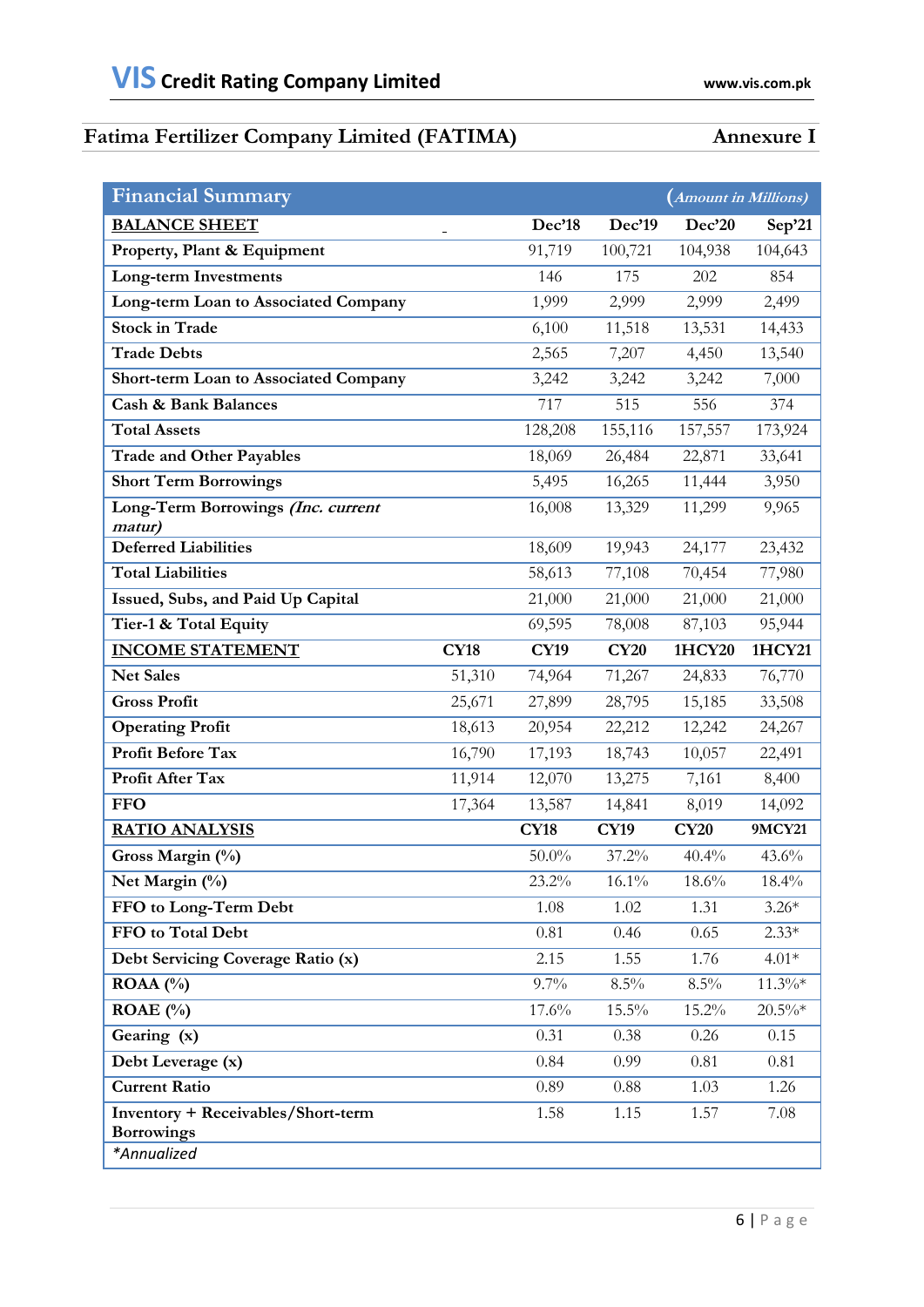## Fatima Fertilizer Company Limited (FATIMA) — Annexure I

| Financial Summary | | | | | (Amount in Millions) |
|---|---|---|---|---|---|
| **BALANCE SHEET** | | **Dec'18** | **Dec'19** | **Dec'20** | **Sep'21** |
| **Property, Plant & Equipment** | | 91,719 | 100,721 | 104,938 | 104,643 |
| **Long-term Investments** | | 146 | 175 | 202 | 854 |
| **Long-term Loan to Associated Company** | | 1,999 | 2,999 | 2,999 | 2,499 |
| **Stock in Trade** | | 6,100 | 11,518 | 13,531 | 14,433 |
| **Trade Debts** | | 2,565 | 7,207 | 4,450 | 13,540 |
| **Short-term Loan to Associated Company** | | 3,242 | 3,242 | 3,242 | 7,000 |
| **Cash & Bank Balances** | | 717 | 515 | 556 | 374 |
| **Total Assets** | | 128,208 | 155,116 | 157,557 | 173,924 |
| **Trade and Other Payables** | | 18,069 | 26,484 | 22,871 | 33,641 |
| **Short Term Borrowings** | | 5,495 | 16,265 | 11,444 | 3,950 |
| **Long-Term Borrowings *(Inc. current matur)*** | | 16,008 | 13,329 | 11,299 | 9,965 |
| **Deferred Liabilities** | | 18,609 | 19,943 | 24,177 | 23,432 |
| **Total Liabilities** | | 58,613 | 77,108 | 70,454 | 77,980 |
| **Issued, Subs, and Paid Up Capital** | | 21,000 | 21,000 | 21,000 | 21,000 |
| **Tier-1 & Total Equity** | | 69,595 | 78,008 | 87,103 | 95,944 |
| **INCOME STATEMENT** | **CY18** | **CY19** | **CY20** | **1HCY20** | **1HCY21** |
| **Net Sales** | 51,310 | 74,964 | 71,267 | 24,833 | 76,770 |
| **Gross Profit** | 25,671 | 27,899 | 28,795 | 15,185 | 33,508 |
| **Operating Profit** | 18,613 | 20,954 | 22,212 | 12,242 | 24,267 |
| **Profit Before Tax** | 16,790 | 17,193 | 18,743 | 10,057 | 22,491 |
| **Profit After Tax** | 11,914 | 12,070 | 13,275 | 7,161 | 8,400 |
| **FFO** | 17,364 | 13,587 | 14,841 | 8,019 | 14,092 |
| **RATIO ANALYSIS** | | **CY18** | **CY19** | **CY20** | **9MCY21** |
| **Gross Margin (%)** | | 50.0% | 37.2% | 40.4% | 43.6% |
| **Net Margin (%)** | | 23.2% | 16.1% | 18.6% | 18.4% |
| **FFO to Long-Term Debt** | | 1.08 | 1.02 | 1.31 | 3.26* |
| **FFO to Total Debt** | | 0.81 | 0.46 | 0.65 | 2.33* |
| **Debt Servicing Coverage Ratio (x)** | | 2.15 | 1.55 | 1.76 | 4.01* |
| **ROAA (%)** | | 9.7% | 8.5% | 8.5% | 11.3%* |
| **ROAE (%)** | | 17.6% | 15.5% | 15.2% | 20.5%* |
| **Gearing (x)** | | 0.31 | 0.38 | 0.26 | 0.15 |
| **Debt Leverage (x)** | | 0.84 | 0.99 | 0.81 | 0.81 |
| **Current Ratio** | | 0.89 | 0.88 | 1.03 | 1.26 |
| **Inventory + Receivables/Short-term Borrowings** | | 1.58 | 1.15 | 1.57 | 7.08 |

*\*Annualized*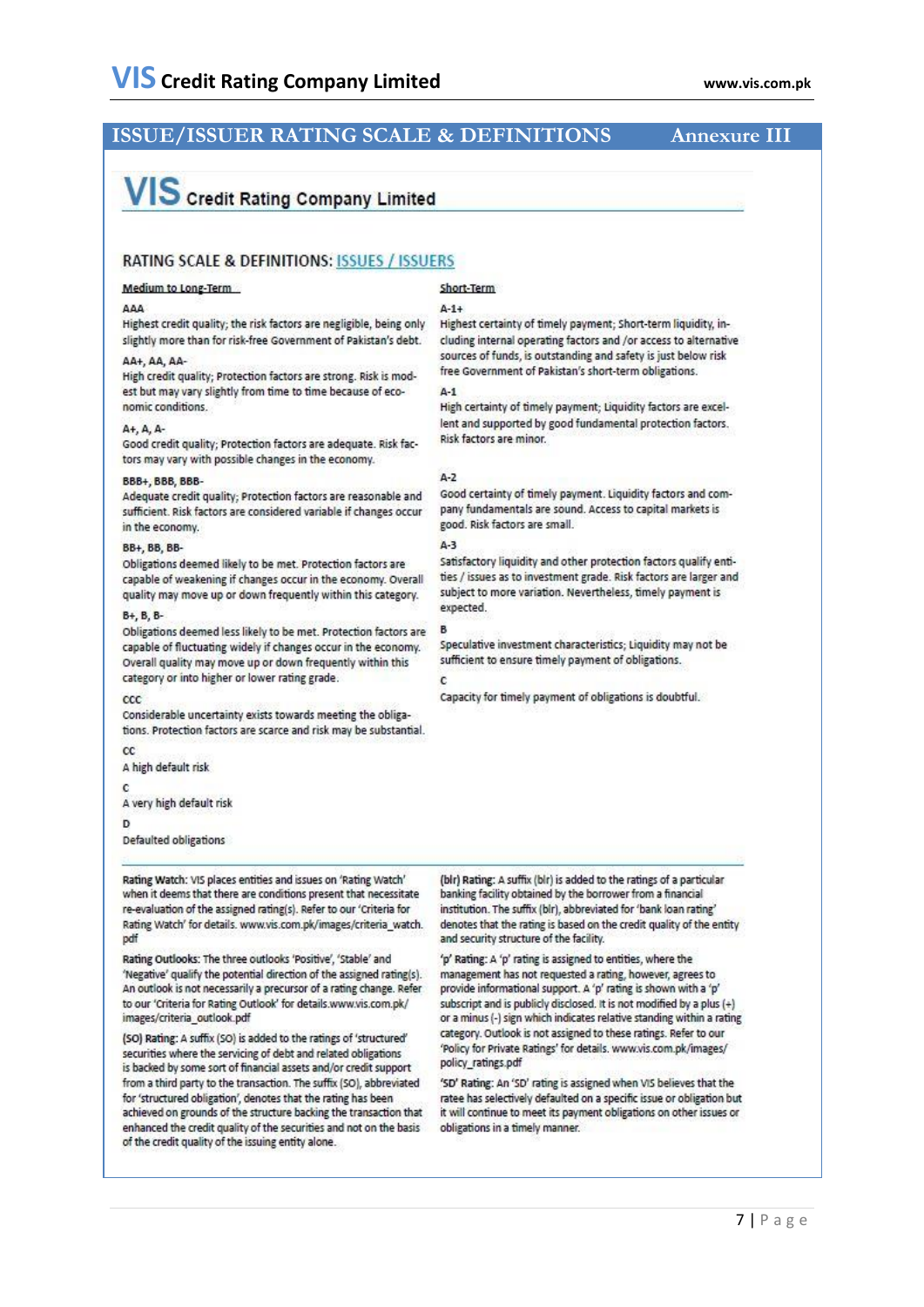## ISSUE/ISSUER RATING SCALE & DEFINITIONS — Annexure III

# VIS Credit Rating Company Limited

## RATING SCALE & DEFINITIONS: ISSUES / ISSUERS

### Medium to Long-Term

**AAA**
Highest credit quality; the risk factors are negligible, being only slightly more than for risk-free Government of Pakistan's debt.

**AA+, AA, AA-**
High credit quality; Protection factors are strong. Risk is modest but may vary slightly from time to time because of economic conditions.

**A+, A, A-**
Good credit quality; Protection factors are adequate. Risk factors may vary with possible changes in the economy.

**BBB+, BBB, BBB-**
Adequate credit quality; Protection factors are reasonable and sufficient. Risk factors are considered variable if changes occur in the economy.

**BB+, BB, BB-**
Obligations deemed likely to be met. Protection factors are capable of weakening if changes occur in the economy. Overall quality may move up or down frequently within this category.

**B+, B, B-**
Obligations deemed less likely to be met. Protection factors are capable of fluctuating widely if changes occur in the economy. Overall quality may move up or down frequently within this category or into higher or lower rating grade.

**CCC**
Considerable uncertainty exists towards meeting the obligations. Protection factors are scarce and risk may be substantial.

**CC**
A high default risk

**C**
A very high default risk

**D**
Defaulted obligations

### Short-Term

**A-1+**
Highest certainty of timely payment; Short-term liquidity, including internal operating factors and /or access to alternative sources of funds, is outstanding and safety is just below risk free Government of Pakistan's short-term obligations.

**A-1**
High certainty of timely payment; Liquidity factors are excellent and supported by good fundamental protection factors. Risk factors are minor.

**A-2**
Good certainty of timely payment. Liquidity factors and company fundamentals are sound. Access to capital markets is good. Risk factors are small.

**A-3**
Satisfactory liquidity and other protection factors qualify entities / issues as to investment grade. Risk factors are larger and subject to more variation. Nevertheless, timely payment is expected.

**B**
Speculative investment characteristics; Liquidity may not be sufficient to ensure timely payment of obligations.

**C**
Capacity for timely payment of obligations is doubtful.

---

**Rating Watch:** VIS places entities and issues on 'Rating Watch' when it deems that there are conditions present that necessitate re-evaluation of the assigned rating(s). Refer to our 'Criteria for Rating Watch' for details. www.vis.com.pk/images/criteria_watch.pdf

**Rating Outlooks:** The three outlooks 'Positive', 'Stable' and 'Negative' qualify the potential direction of the assigned rating(s). An outlook is not necessarily a precursor of a rating change. Refer to our 'Criteria for Rating Outlook' for details.www.vis.com.pk/images/criteria_outlook.pdf

**(SO) Rating:** A suffix (SO) is added to the ratings of 'structured' securities where the servicing of debt and related obligations is backed by some sort of financial assets and/or credit support from a third party to the transaction. The suffix (SO), abbreviated for 'structured obligation', denotes that the rating has been achieved on grounds of the structure backing the transaction that enhanced the credit quality of the securities and not on the basis of the credit quality of the issuing entity alone.

**(blr) Rating:** A suffix (blr) is added to the ratings of a particular banking facility obtained by the borrower from a financial institution. The suffix (blr), abbreviated for 'bank loan rating' denotes that the rating is based on the credit quality of the entity and security structure of the facility.

**'p' Rating:** A 'p' rating is assigned to entities, where the management has not requested a rating, however, agrees to provide informational support. A 'p' rating is shown with a 'p' subscript and is publicly disclosed. It is not modified by a plus (+) or a minus (-) sign which indicates relative standing within a rating category. Outlook is not assigned to these ratings. Refer to our 'Policy for Private Ratings' for details. www.vis.com.pk/images/policy_ratings.pdf

**'SD' Rating:** An 'SD' rating is assigned when VIS believes that the ratee has selectively defaulted on a specific issue or obligation but it will continue to meet its payment obligations on other issues or obligations in a timely manner.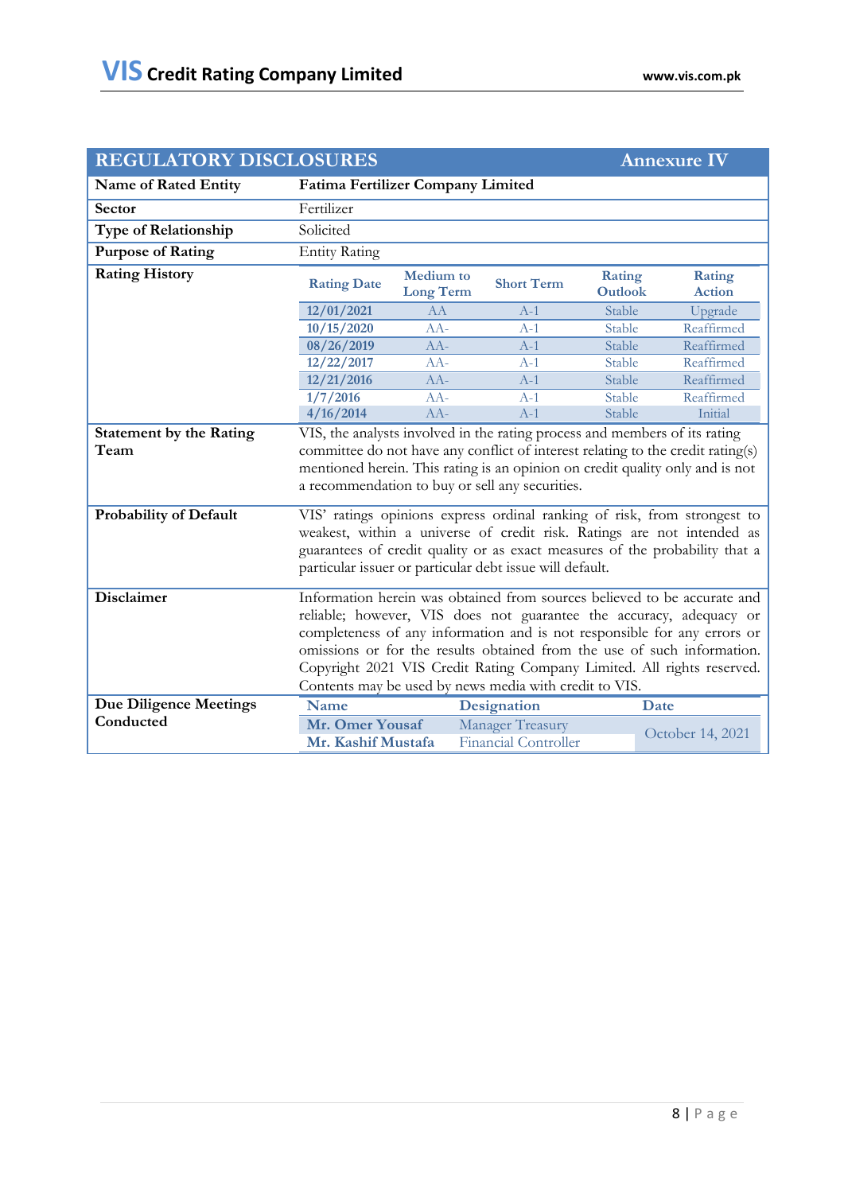## REGULATORY DISCLOSURES — Annexure IV

| | |
|---|---|
| **Name of Rated Entity** | **Fatima Fertilizer Company Limited** |
| **Sector** | Fertilizer |
| **Type of Relationship** | Solicited |
| **Purpose of Rating** | Entity Rating |

**Rating History**

| Rating Date | Medium to Long Term | Short Term | Rating Outlook | Rating Action |
|---|---|---|---|---|
| 12/01/2021 | AA | A-1 | Stable | Upgrade |
| 10/15/2020 | AA- | A-1 | Stable | Reaffirmed |
| 08/26/2019 | AA- | A-1 | Stable | Reaffirmed |
| 12/22/2017 | AA- | A-1 | Stable | Reaffirmed |
| 12/21/2016 | AA- | A-1 | Stable | Reaffirmed |
| 1/7/2016 | AA- | A-1 | Stable | Reaffirmed |
| 4/16/2014 | AA- | A-1 | Stable | Initial |

**Statement by the Rating Team**

VIS, the analysts involved in the rating process and members of its rating committee do not have any conflict of interest relating to the credit rating(s) mentioned herein. This rating is an opinion on credit quality only and is not a recommendation to buy or sell any securities.

**Probability of Default**

VIS' ratings opinions express ordinal ranking of risk, from strongest to weakest, within a universe of credit risk. Ratings are not intended as guarantees of credit quality or as exact measures of the probability that a particular issuer or particular debt issue will default.

**Disclaimer**

Information herein was obtained from sources believed to be accurate and reliable; however, VIS does not guarantee the accuracy, adequacy or completeness of any information and is not responsible for any errors or omissions or for the results obtained from the use of such information. Copyright 2021 VIS Credit Rating Company Limited. All rights reserved. Contents may be used by news media with credit to VIS.

**Due Diligence Meetings Conducted**

| Name | Designation | Date |
|---|---|---|
| Mr. Omer Yousaf | Manager Treasury | October 14, 2021 |
| Mr. Kashif Mustafa | Financial Controller | |